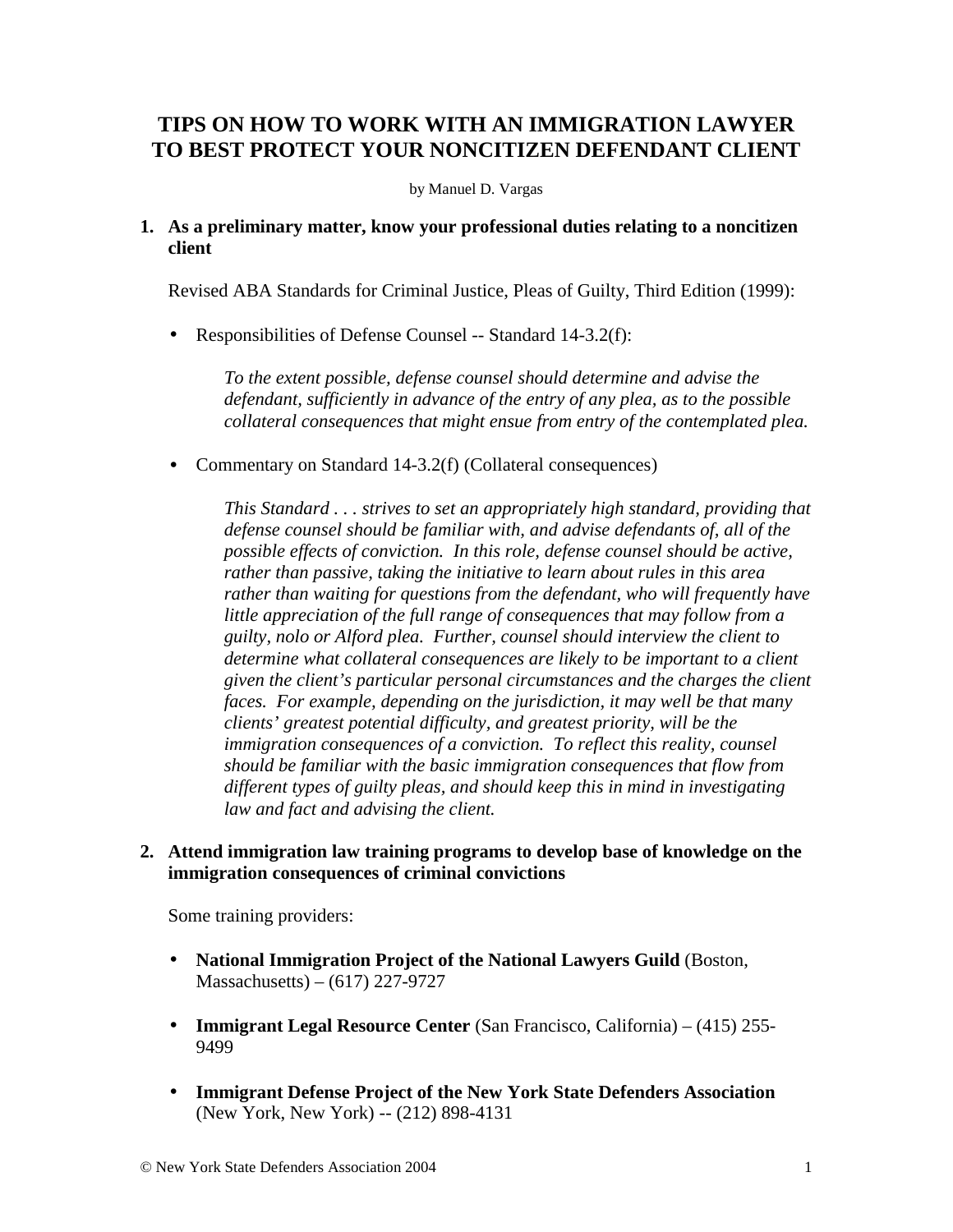# TIPS ON HOW TO WORK WITH AN IMMIGRATION LAWYER TO BEST PROTECT YOUR NONCITIZEN DEFENDANT CLIENT

by Manuel D. Vargas

## 1. As a preliminary matter, know your professional duties relating to a noncitizen client

Revised ABA Standards for Criminal Justice, Pleas of Guilty, Third Edition (1999):

- Responsibilities of Defense Counsel -- Standard 14-3.2(f):

  *To the extent possible, defense counsel should determine and advise the defendant, sufficiently in advance of the entry of any plea, as to the possible collateral consequences that might ensue from entry of the contemplated plea.*

- Commentary on Standard 14-3.2(f) (Collateral consequences)

  *This Standard . . . strives to set an appropriately high standard, providing that defense counsel should be familiar with, and advise defendants of, all of the possible effects of conviction. In this role, defense counsel should be active, rather than passive, taking the initiative to learn about rules in this area rather than waiting for questions from the defendant, who will frequently have little appreciation of the full range of consequences that may follow from a guilty, nolo or Alford plea. Further, counsel should interview the client to determine what collateral consequences are likely to be important to a client given the client's particular personal circumstances and the charges the client faces. For example, depending on the jurisdiction, it may well be that many clients' greatest potential difficulty, and greatest priority, will be the immigration consequences of a conviction. To reflect this reality, counsel should be familiar with the basic immigration consequences that flow from different types of guilty pleas, and should keep this in mind in investigating law and fact and advising the client.*

## 2. Attend immigration law training programs to develop base of knowledge on the immigration consequences of criminal convictions

Some training providers:

- **National Immigration Project of the National Lawyers Guild** (Boston, Massachusetts) – (617) 227-9727
- **Immigrant Legal Resource Center** (San Francisco, California) – (415) 255-9499
- **Immigrant Defense Project of the New York State Defenders Association** (New York, New York) -- (212) 898-4131

© New York State Defenders Association 2004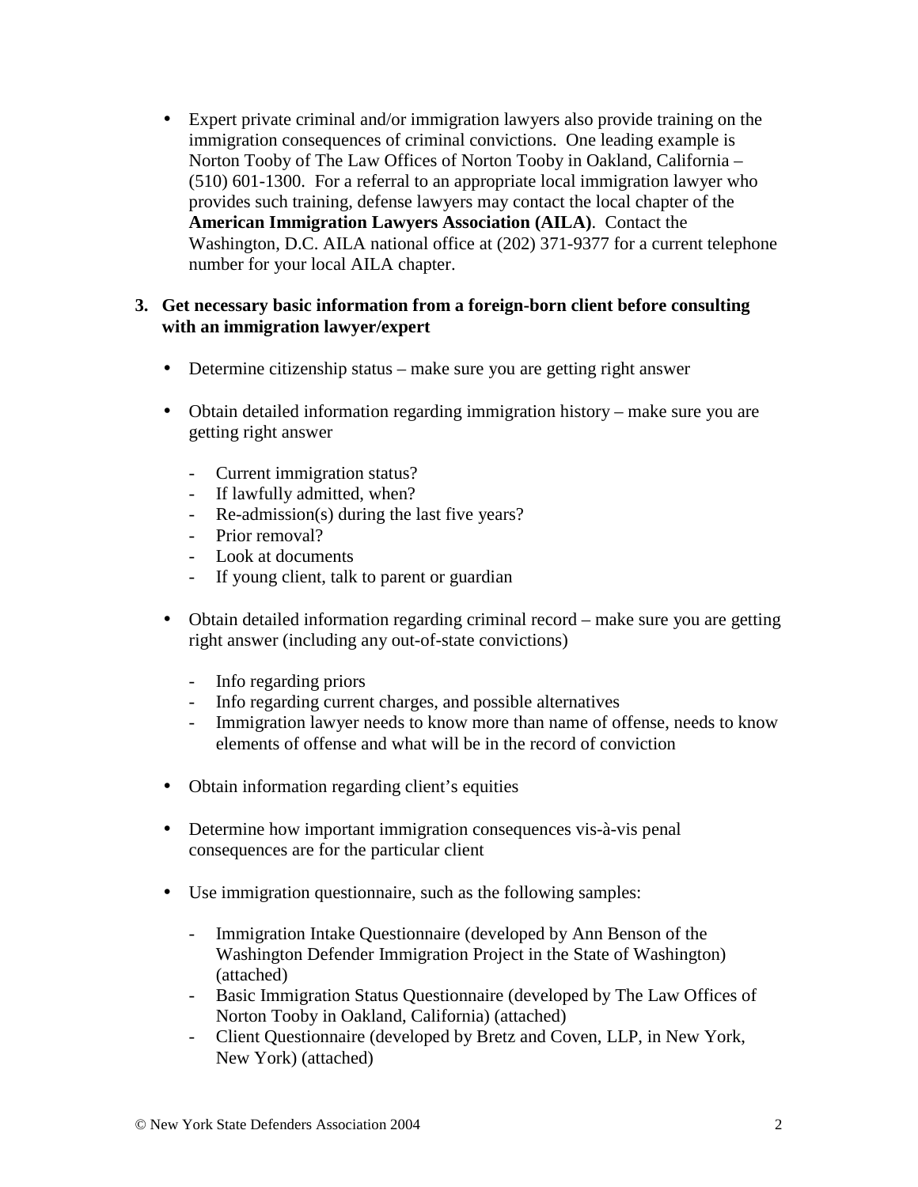- Expert private criminal and/or immigration lawyers also provide training on the immigration consequences of criminal convictions. One leading example is Norton Tooby of The Law Offices of Norton Tooby in Oakland, California – (510) 601-1300. For a referral to an appropriate local immigration lawyer who provides such training, defense lawyers may contact the local chapter of the **American Immigration Lawyers Association (AILA)**. Contact the Washington, D.C. AILA national office at (202) 371-9377 for a current telephone number for your local AILA chapter.

### 3. Get necessary basic information from a foreign-born client before consulting with an immigration lawyer/expert

- Determine citizenship status – make sure you are getting right answer

- Obtain detailed information regarding immigration history – make sure you are getting right answer
  - Current immigration status?
  - If lawfully admitted, when?
  - Re-admission(s) during the last five years?
  - Prior removal?
  - Look at documents
  - If young client, talk to parent or guardian

- Obtain detailed information regarding criminal record – make sure you are getting right answer (including any out-of-state convictions)
  - Info regarding priors
  - Info regarding current charges, and possible alternatives
  - Immigration lawyer needs to know more than name of offense, needs to know elements of offense and what will be in the record of conviction

- Obtain information regarding client's equities

- Determine how important immigration consequences vis-à-vis penal consequences are for the particular client

- Use immigration questionnaire, such as the following samples:
  - Immigration Intake Questionnaire (developed by Ann Benson of the Washington Defender Immigration Project in the State of Washington) (attached)
  - Basic Immigration Status Questionnaire (developed by The Law Offices of Norton Tooby in Oakland, California) (attached)
  - Client Questionnaire (developed by Bretz and Coven, LLP, in New York, New York) (attached)

© New York State Defenders Association 2004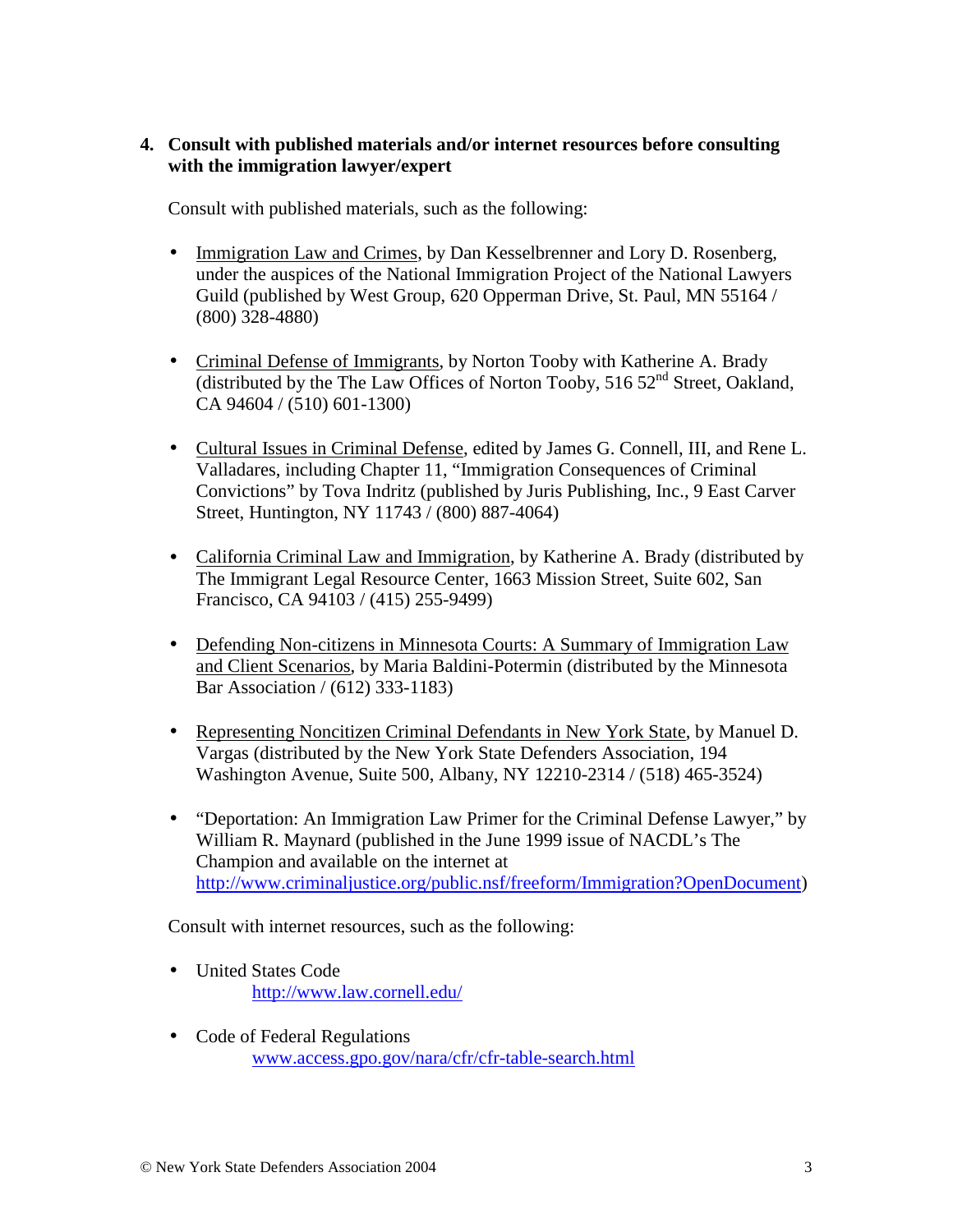**4. Consult with published materials and/or internet resources before consulting with the immigration lawyer/expert**

Consult with published materials, such as the following:

- Immigration Law and Crimes, by Dan Kesselbrenner and Lory D. Rosenberg, under the auspices of the National Immigration Project of the National Lawyers Guild (published by West Group, 620 Opperman Drive, St. Paul, MN 55164 / (800) 328-4880)

- Criminal Defense of Immigrants, by Norton Tooby with Katherine A. Brady (distributed by the The Law Offices of Norton Tooby, 516 52nd Street, Oakland, CA 94604 / (510) 601-1300)

- Cultural Issues in Criminal Defense, edited by James G. Connell, III, and Rene L. Valladares, including Chapter 11, "Immigration Consequences of Criminal Convictions" by Tova Indritz (published by Juris Publishing, Inc., 9 East Carver Street, Huntington, NY 11743 / (800) 887-4064)

- California Criminal Law and Immigration, by Katherine A. Brady (distributed by The Immigrant Legal Resource Center, 1663 Mission Street, Suite 602, San Francisco, CA 94103 / (415) 255-9499)

- Defending Non-citizens in Minnesota Courts: A Summary of Immigration Law and Client Scenarios, by Maria Baldini-Potermin (distributed by the Minnesota Bar Association / (612) 333-1183)

- Representing Noncitizen Criminal Defendants in New York State, by Manuel D. Vargas (distributed by the New York State Defenders Association, 194 Washington Avenue, Suite 500, Albany, NY 12210-2314 / (518) 465-3524)

- "Deportation: An Immigration Law Primer for the Criminal Defense Lawyer," by William R. Maynard (published in the June 1999 issue of NACDL's The Champion and available on the internet at http://www.criminaljustice.org/public.nsf/freeform/Immigration?OpenDocument)

Consult with internet resources, such as the following:

- United States Code
  http://www.law.cornell.edu/

- Code of Federal Regulations
  www.access.gpo.gov/nara/cfr/cfr-table-search.html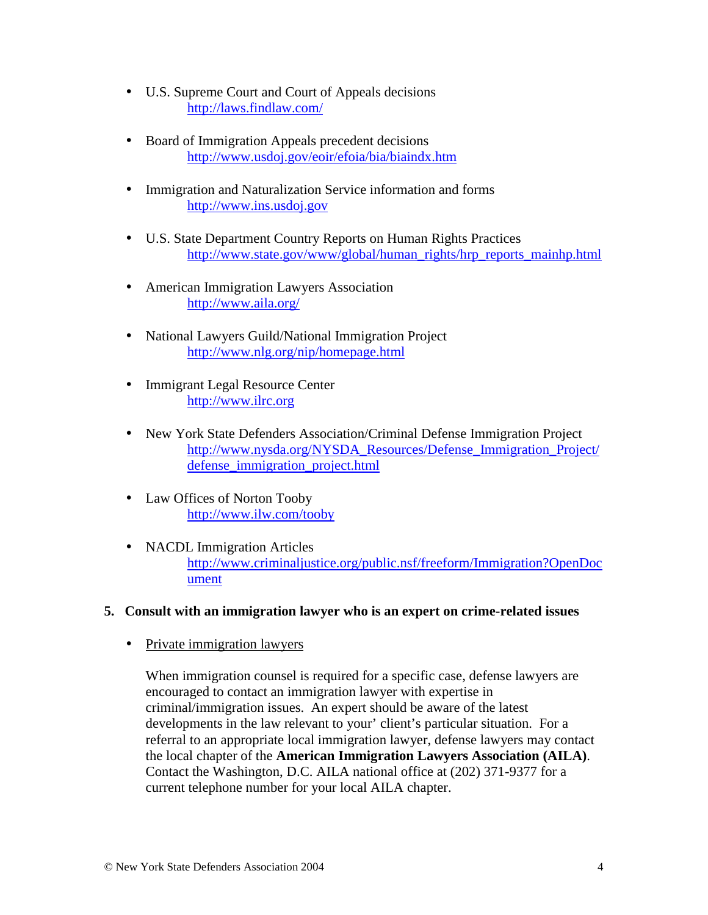- U.S. Supreme Court and Court of Appeals decisions
  http://laws.findlaw.com/

- Board of Immigration Appeals precedent decisions
  http://www.usdoj.gov/eoir/efoia/bia/biaindx.htm

- Immigration and Naturalization Service information and forms
  http://www.ins.usdoj.gov

- U.S. State Department Country Reports on Human Rights Practices
  http://www.state.gov/www/global/human_rights/hrp_reports_mainhp.html

- American Immigration Lawyers Association
  http://www.aila.org/

- National Lawyers Guild/National Immigration Project
  http://www.nlg.org/nip/homepage.html

- Immigrant Legal Resource Center
  http://www.ilrc.org

- New York State Defenders Association/Criminal Defense Immigration Project
  http://www.nysda.org/NYSDA_Resources/Defense_Immigration_Project/defense_immigration_project.html

- Law Offices of Norton Tooby
  http://www.ilw.com/tooby

- NACDL Immigration Articles
  http://www.criminaljustice.org/public.nsf/freeform/Immigration?OpenDocument

**5. Consult with an immigration lawyer who is an expert on crime-related issues**

- Private immigration lawyers

  When immigration counsel is required for a specific case, defense lawyers are encouraged to contact an immigration lawyer with expertise in criminal/immigration issues. An expert should be aware of the latest developments in the law relevant to your' client's particular situation. For a referral to an appropriate local immigration lawyer, defense lawyers may contact the local chapter of the **American Immigration Lawyers Association (AILA)**. Contact the Washington, D.C. AILA national office at (202) 371-9377 for a current telephone number for your local AILA chapter.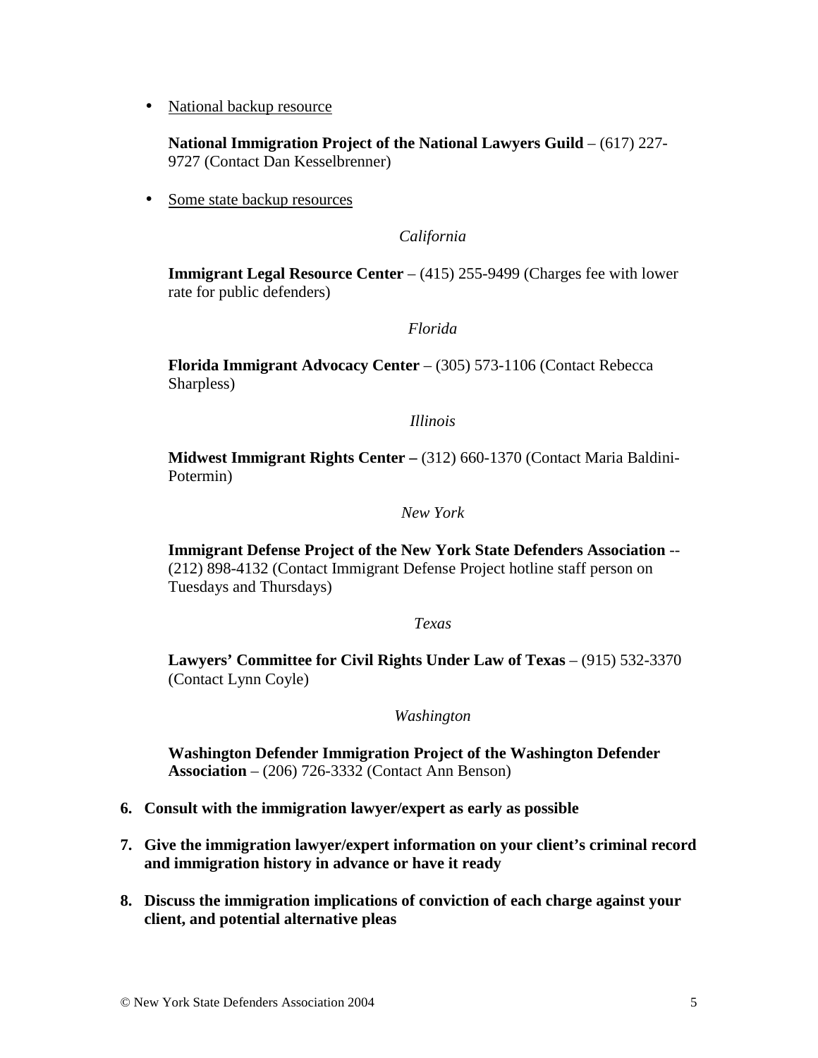- National backup resource

  **National Immigration Project of the National Lawyers Guild** – (617) 227-9727 (Contact Dan Kesselbrenner)

- Some state backup resources

  *California*

  **Immigrant Legal Resource Center** – (415) 255-9499 (Charges fee with lower rate for public defenders)

  *Florida*

  **Florida Immigrant Advocacy Center** – (305) 573-1106 (Contact Rebecca Sharpless)

  *Illinois*

  **Midwest Immigrant Rights Center –** (312) 660-1370 (Contact Maria Baldini-Potermin)

  *New York*

  **Immigrant Defense Project of the New York State Defenders Association** -- (212) 898-4132 (Contact Immigrant Defense Project hotline staff person on Tuesdays and Thursdays)

  *Texas*

  **Lawyers' Committee for Civil Rights Under Law of Texas** – (915) 532-3370 (Contact Lynn Coyle)

  *Washington*

  **Washington Defender Immigration Project of the Washington Defender Association** – (206) 726-3332 (Contact Ann Benson)

6. **Consult with the immigration lawyer/expert as early as possible**

7. **Give the immigration lawyer/expert information on your client's criminal record and immigration history in advance or have it ready**

8. **Discuss the immigration implications of conviction of each charge against your client, and potential alternative pleas**

© New York State Defenders Association 2004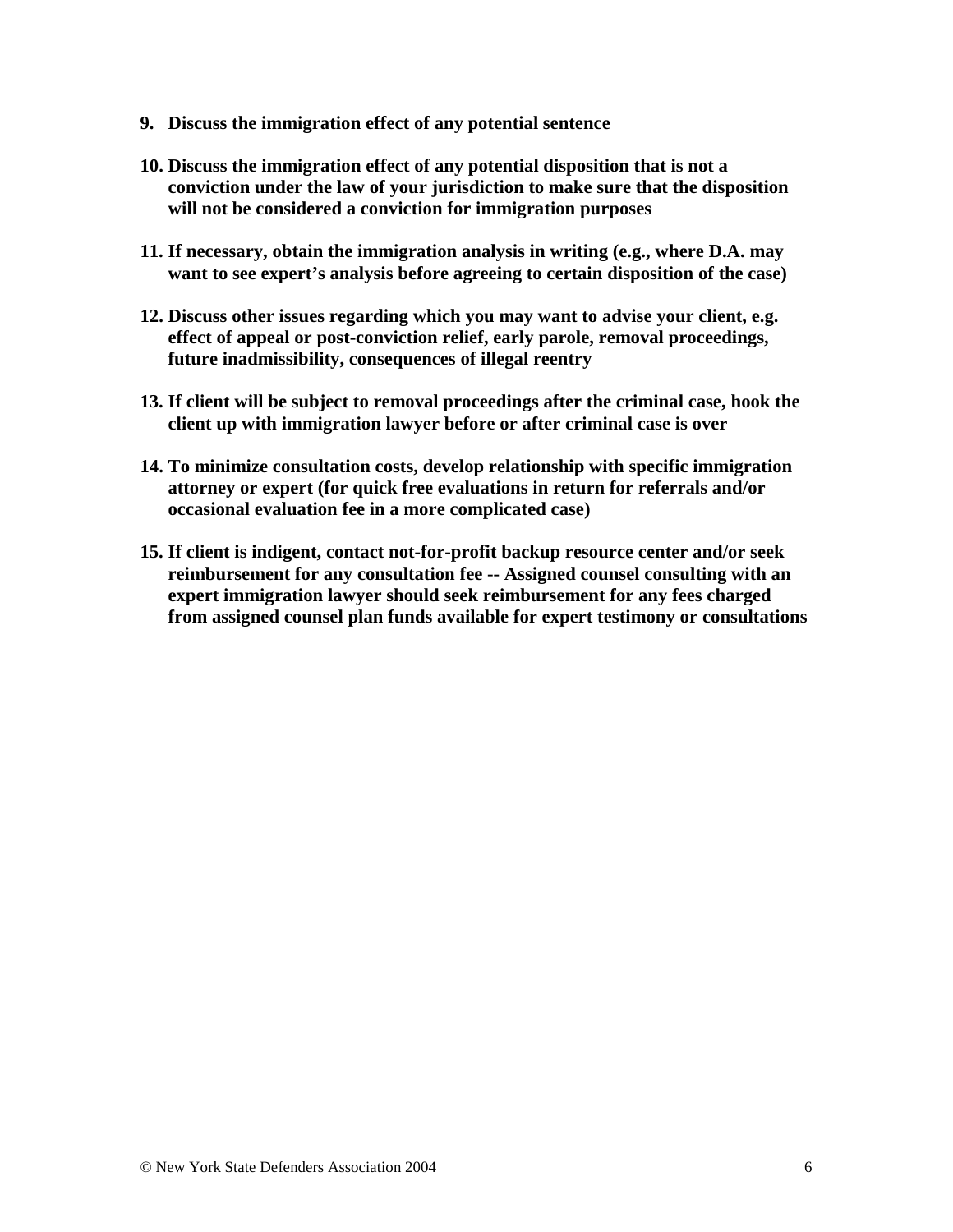9. **Discuss the immigration effect of any potential sentence**

10. **Discuss the immigration effect of any potential disposition that is not a conviction under the law of your jurisdiction to make sure that the disposition will not be considered a conviction for immigration purposes**

11. **If necessary, obtain the immigration analysis in writing (e.g., where D.A. may want to see expert's analysis before agreeing to certain disposition of the case)**

12. **Discuss other issues regarding which you may want to advise your client, e.g. effect of appeal or post-conviction relief, early parole, removal proceedings, future inadmissibility, consequences of illegal reentry**

13. **If client will be subject to removal proceedings after the criminal case, hook the client up with immigration lawyer before or after criminal case is over**

14. **To minimize consultation costs, develop relationship with specific immigration attorney or expert (for quick free evaluations in return for referrals and/or occasional evaluation fee in a more complicated case)**

15. **If client is indigent, contact not-for-profit backup resource center and/or seek reimbursement for any consultation fee -- Assigned counsel consulting with an expert immigration lawyer should seek reimbursement for any fees charged from assigned counsel plan funds available for expert testimony or consultations**